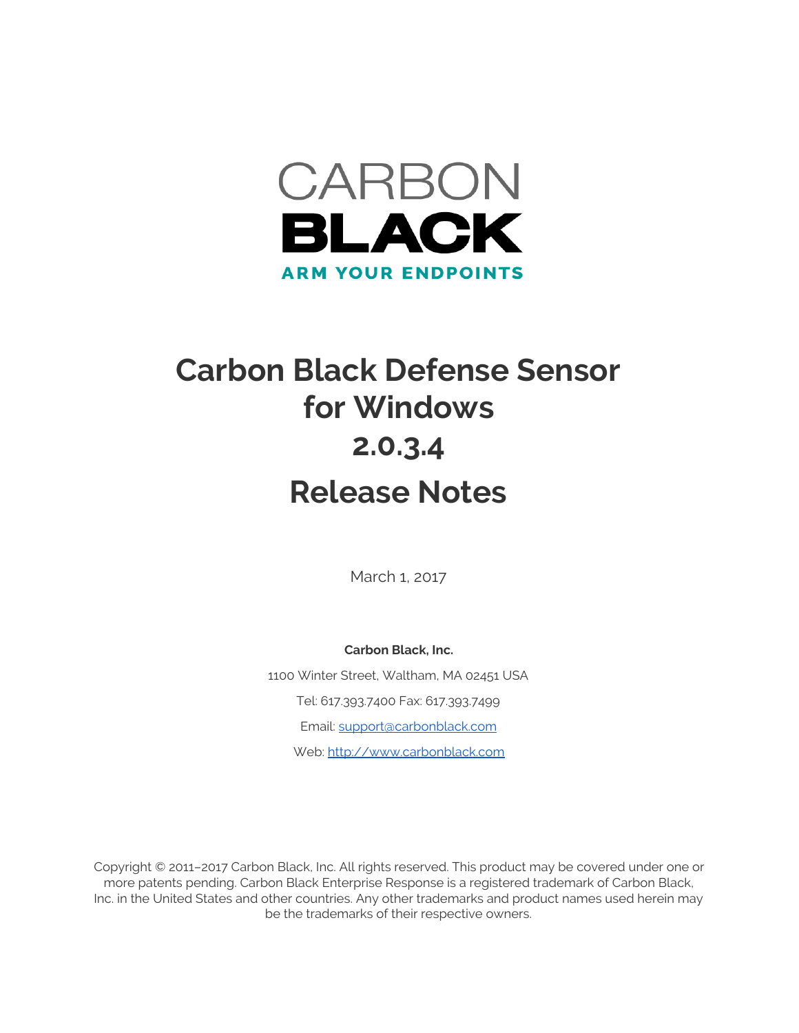CARBON
BLACK
ARM YOUR ENDPOINTS

# Carbon Black Defense Sensor for Windows 2.0.3.4 Release Notes

March 1, 2017

**Carbon Black, Inc.**

1100 Winter Street, Waltham, MA 02451 USA

Tel: 617.393.7400 Fax: 617.393.7499

Email: support@carbonblack.com

Web: http://www.carbonblack.com

Copyright © 2011–2017 Carbon Black, Inc. All rights reserved. This product may be covered under one or more patents pending. Carbon Black Enterprise Response is a registered trademark of Carbon Black, Inc. in the United States and other countries. Any other trademarks and product names used herein may be the trademarks of their respective owners.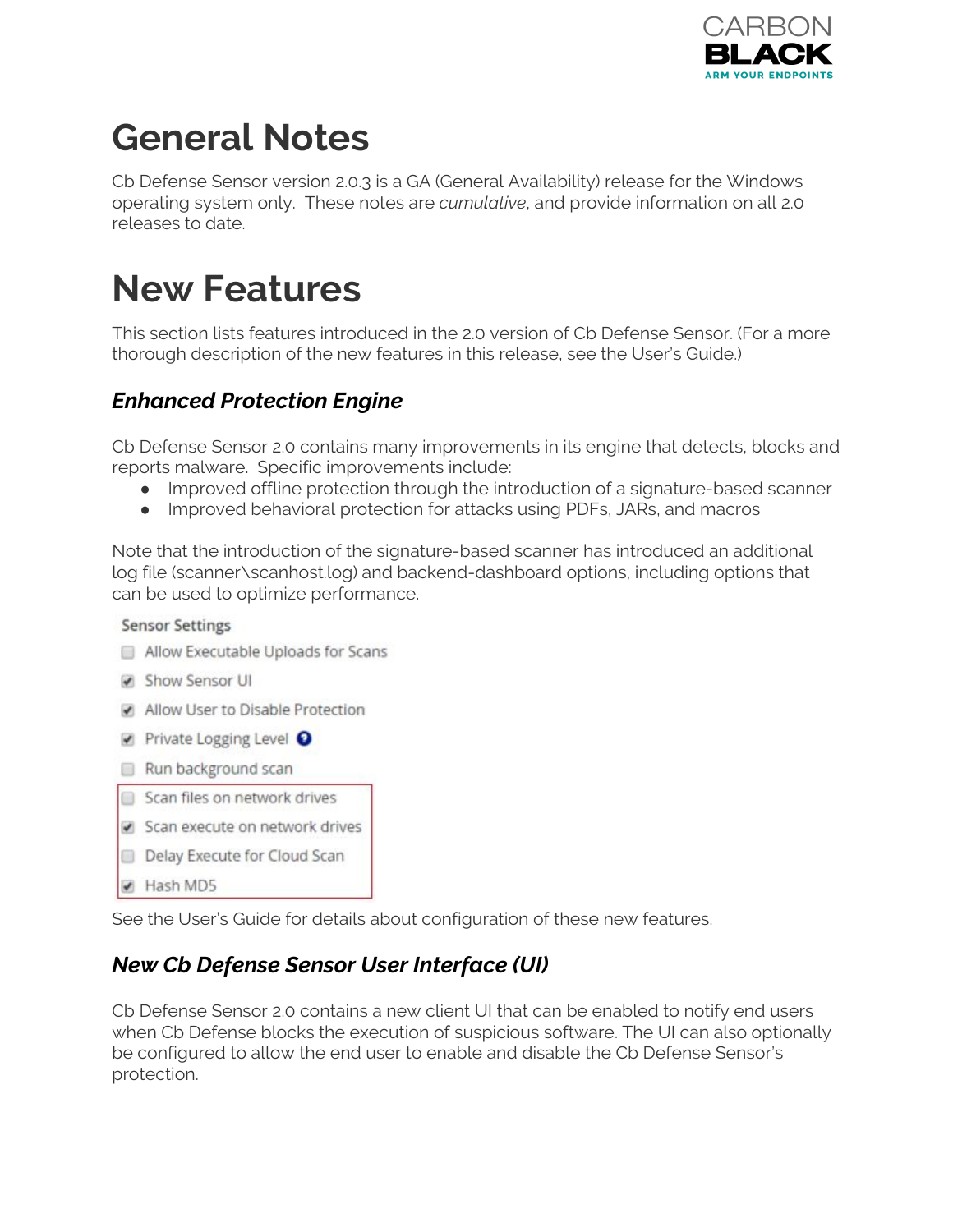# General Notes

Cb Defense Sensor version 2.0.3 is a GA (General Availability) release for the Windows operating system only. These notes are *cumulative*, and provide information on all 2.0 releases to date.

# New Features

This section lists features introduced in the 2.0 version of Cb Defense Sensor. (For a more thorough description of the new features in this release, see the User's Guide.)

### *Enhanced Protection Engine*

Cb Defense Sensor 2.0 contains many improvements in its engine that detects, blocks and reports malware. Specific improvements include:

- Improved offline protection through the introduction of a signature-based scanner
- Improved behavioral protection for attacks using PDFs, JARs, and macros

Note that the introduction of the signature-based scanner has introduced an additional log file (scanner\scanhost.log) and backend-dashboard options, including options that can be used to optimize performance.

Sensor Settings

- [ ] Allow Executable Uploads for Scans
- [x] Show Sensor UI
- [x] Allow User to Disable Protection
- [x] Private Logging Level
- [ ] Run background scan
- [ ] Scan files on network drives
- [x] Scan execute on network drives
- [ ] Delay Execute for Cloud Scan
- [x] Hash MD5

See the User's Guide for details about configuration of these new features.

### *New Cb Defense Sensor User Interface (UI)*

Cb Defense Sensor 2.0 contains a new client UI that can be enabled to notify end users when Cb Defense blocks the execution of suspicious software. The UI can also optionally be configured to allow the end user to enable and disable the Cb Defense Sensor's protection.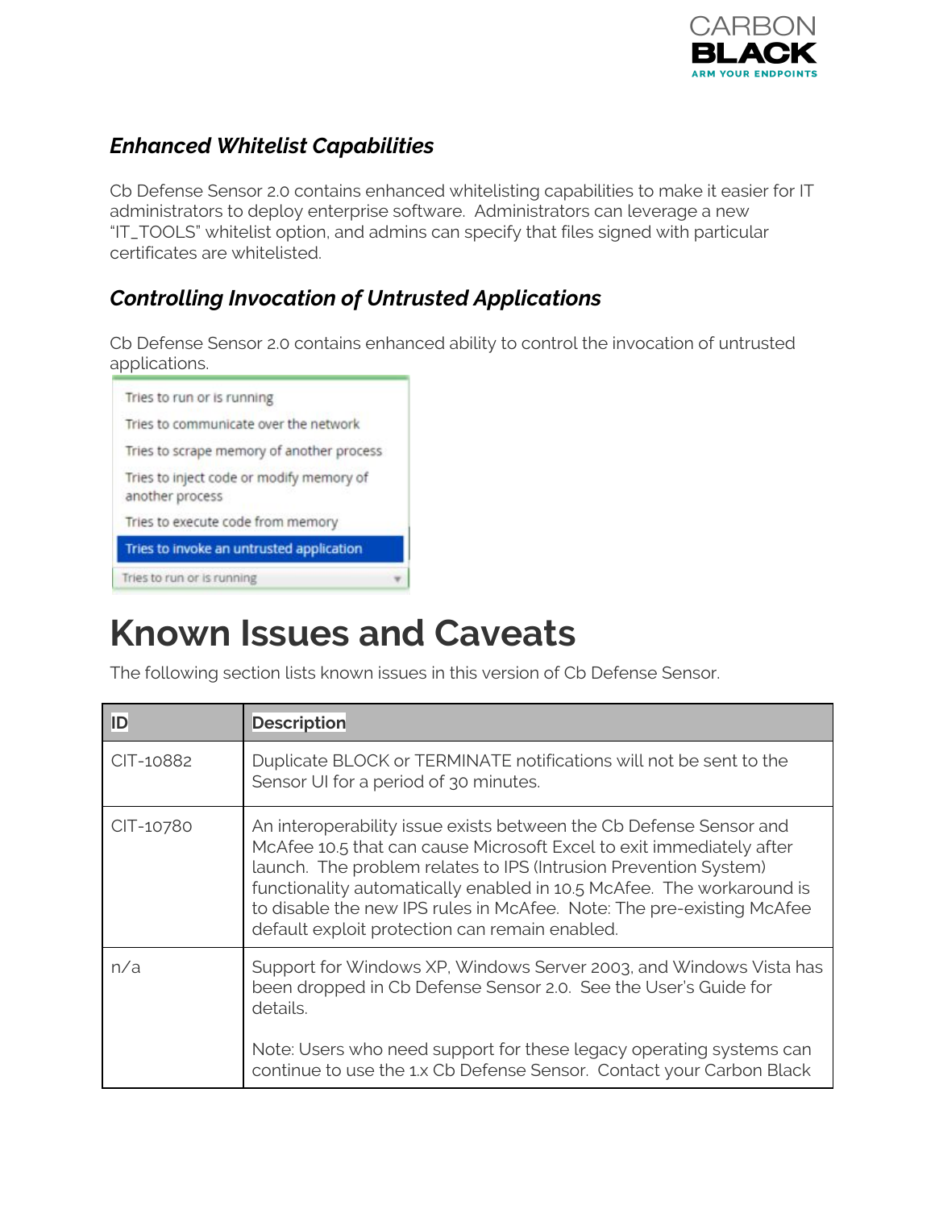### *Enhanced Whitelist Capabilities*

Cb Defense Sensor 2.0 contains enhanced whitelisting capabilities to make it easier for IT administrators to deploy enterprise software. Administrators can leverage a new "IT_TOOLS" whitelist option, and admins can specify that files signed with particular certificates are whitelisted.

### *Controlling Invocation of Untrusted Applications*

Cb Defense Sensor 2.0 contains enhanced ability to control the invocation of untrusted applications.

- Tries to run or is running
- Tries to communicate over the network
- Tries to scrape memory of another process
- Tries to inject code or modify memory of another process
- Tries to execute code from memory
- Tries to invoke an untrusted application

Tries to run or is running

# Known Issues and Caveats

The following section lists known issues in this version of Cb Defense Sensor.

| ID | Description |
|---|---|
| CIT-10882 | Duplicate BLOCK or TERMINATE notifications will not be sent to the Sensor UI for a period of 30 minutes. |
| CIT-10780 | An interoperability issue exists between the Cb Defense Sensor and McAfee 10.5 that can cause Microsoft Excel to exit immediately after launch. The problem relates to IPS (Intrusion Prevention System) functionality automatically enabled in 10.5 McAfee. The workaround is to disable the new IPS rules in McAfee. Note: The pre-existing McAfee default exploit protection can remain enabled. |
| n/a | Support for Windows XP, Windows Server 2003, and Windows Vista has been dropped in Cb Defense Sensor 2.0. See the User's Guide for details.<br><br>Note: Users who need support for these legacy operating systems can continue to use the 1.x Cb Defense Sensor. Contact your Carbon Black |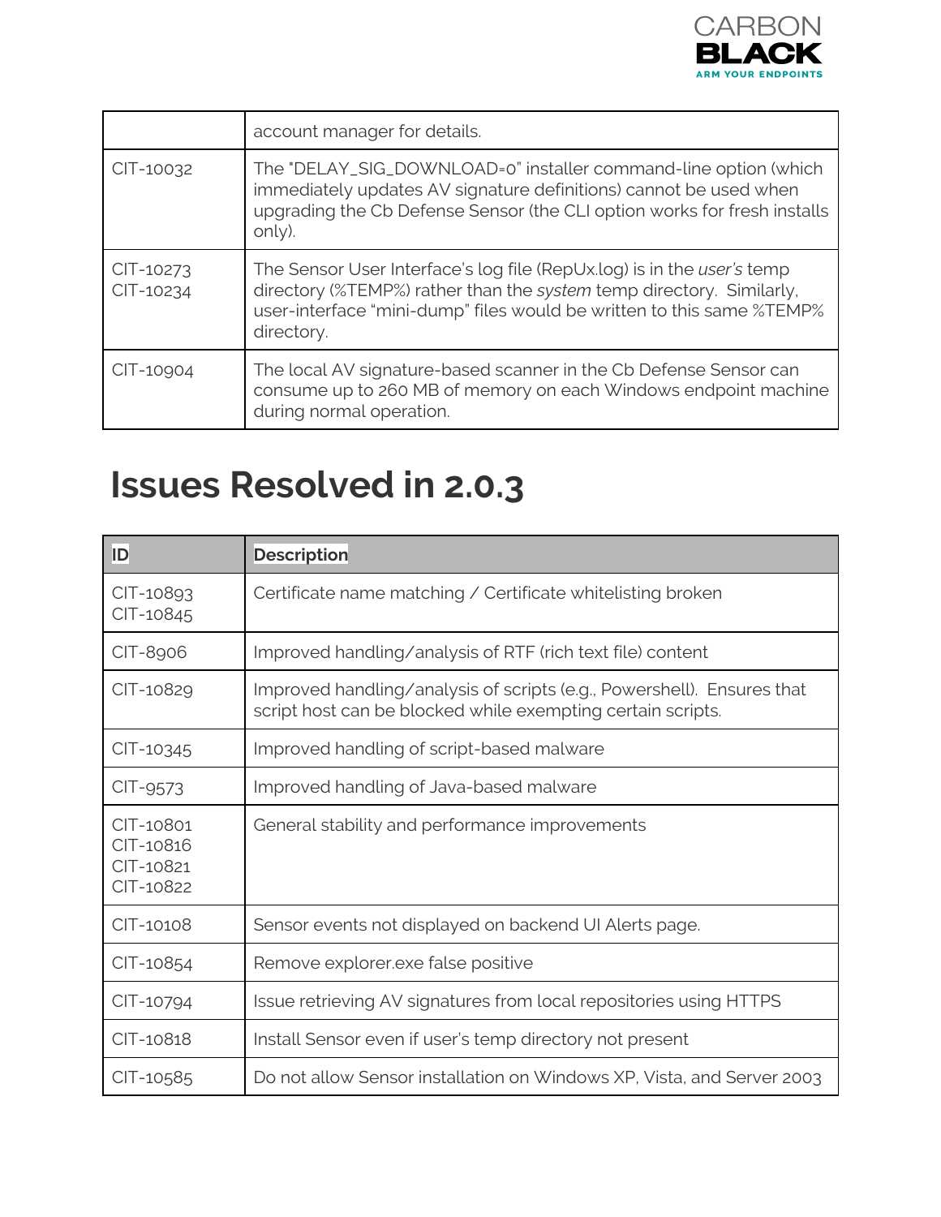| | |
|---|---|
| | account manager for details. |
| CIT-10032 | The "DELAY_SIG_DOWNLOAD=0" installer command-line option (which immediately updates AV signature definitions) cannot be used when upgrading the Cb Defense Sensor (the CLI option works for fresh installs only). |
| CIT-10273<br>CIT-10234 | The Sensor User Interface's log file (RepUx.log) is in the *user's* temp directory (%TEMP%) rather than the *system* temp directory. Similarly, user-interface "mini-dump" files would be written to this same %TEMP% directory. |
| CIT-10904 | The local AV signature-based scanner in the Cb Defense Sensor can consume up to 260 MB of memory on each Windows endpoint machine during normal operation. |

# Issues Resolved in 2.0.3

| ID | Description |
|---|---|
| CIT-10893<br>CIT-10845 | Certificate name matching / Certificate whitelisting broken |
| CIT-8906 | Improved handling/analysis of RTF (rich text file) content |
| CIT-10829 | Improved handling/analysis of scripts (e.g., Powershell). Ensures that script host can be blocked while exempting certain scripts. |
| CIT-10345 | Improved handling of script-based malware |
| CIT-9573 | Improved handling of Java-based malware |
| CIT-10801<br>CIT-10816<br>CIT-10821<br>CIT-10822 | General stability and performance improvements |
| CIT-10108 | Sensor events not displayed on backend UI Alerts page. |
| CIT-10854 | Remove explorer.exe false positive |
| CIT-10794 | Issue retrieving AV signatures from local repositories using HTTPS |
| CIT-10818 | Install Sensor even if user's temp directory not present |
| CIT-10585 | Do not allow Sensor installation on Windows XP, Vista, and Server 2003 |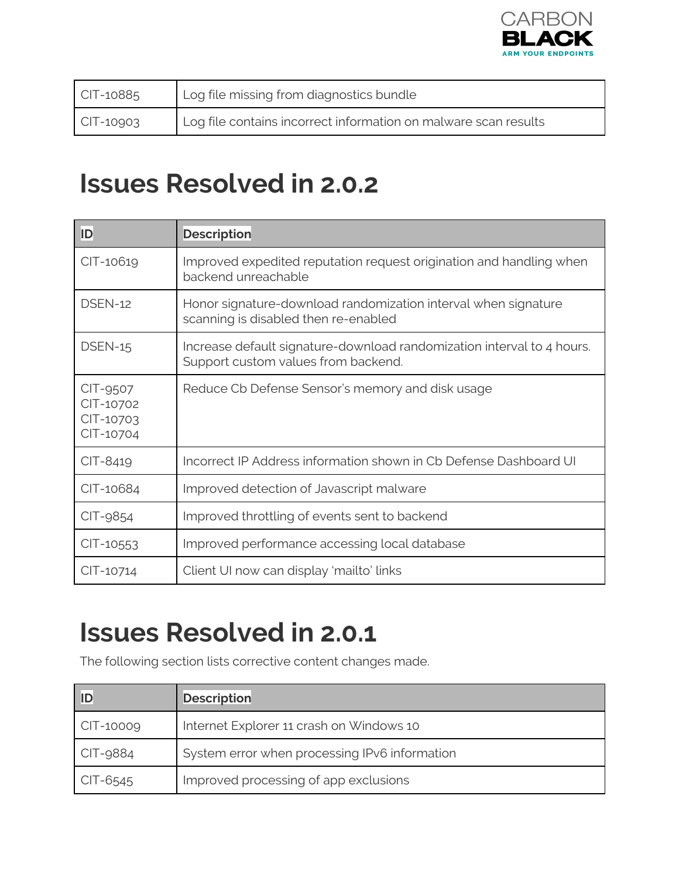| CIT-10885 | Log file missing from diagnostics bundle |
| --- | --- |
| CIT-10903 | Log file contains incorrect information on malware scan results |

# Issues Resolved in 2.0.2

| ID | Description |
| --- | --- |
| CIT-10619 | Improved expedited reputation request origination and handling when backend unreachable |
| DSEN-12 | Honor signature-download randomization interval when signature scanning is disabled then re-enabled |
| DSEN-15 | Increase default signature-download randomization interval to 4 hours. Support custom values from backend. |
| CIT-9507<br>CIT-10702<br>CIT-10703<br>CIT-10704 | Reduce Cb Defense Sensor's memory and disk usage |
| CIT-8419 | Incorrect IP Address information shown in Cb Defense Dashboard UI |
| CIT-10684 | Improved detection of Javascript malware |
| CIT-9854 | Improved throttling of events sent to backend |
| CIT-10553 | Improved performance accessing local database |
| CIT-10714 | Client UI now can display 'mailto' links |

# Issues Resolved in 2.0.1

The following section lists corrective content changes made.

| ID | Description |
| --- | --- |
| CIT-10009 | Internet Explorer 11 crash on Windows 10 |
| CIT-9884 | System error when processing IPv6 information |
| CIT-6545 | Improved processing of app exclusions |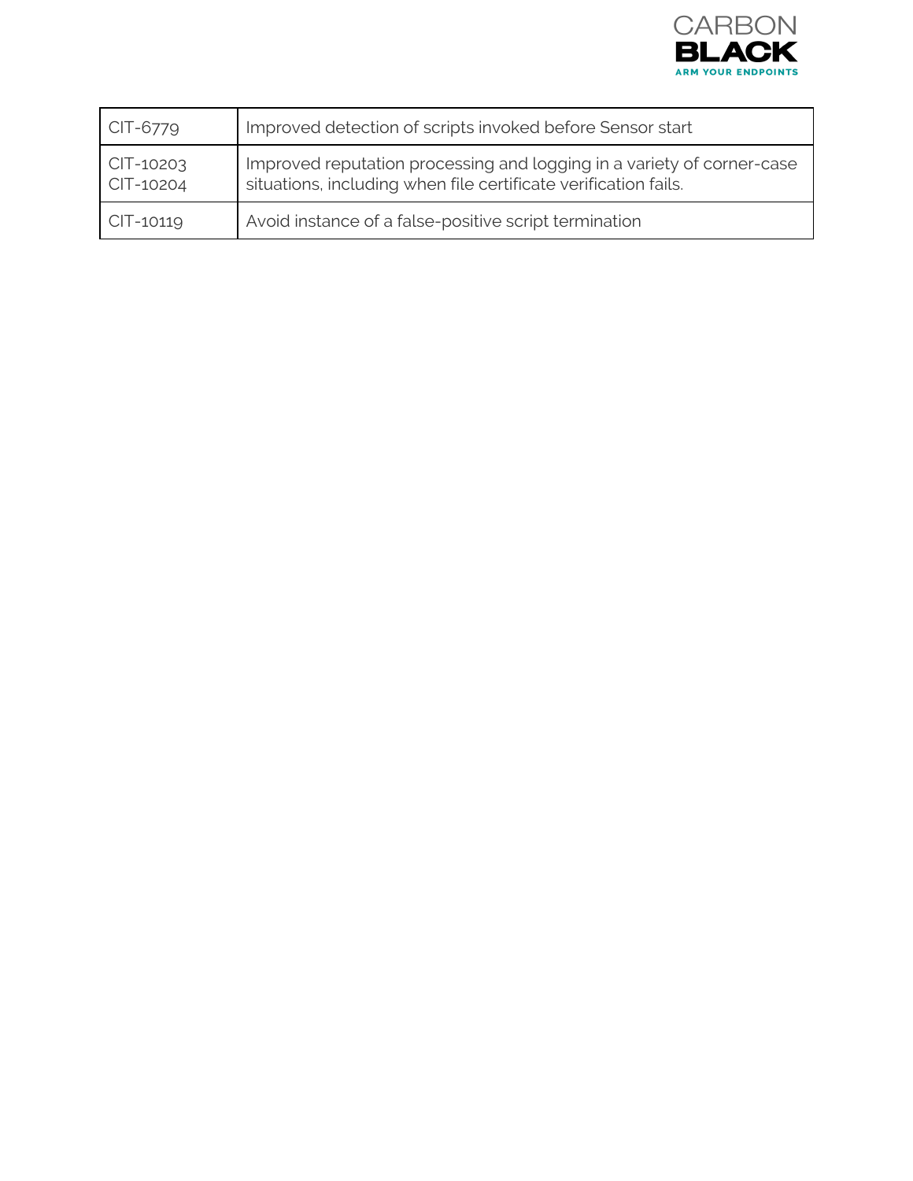| | |
|---|---|
| CIT-6779 | Improved detection of scripts invoked before Sensor start |
| CIT-10203<br>CIT-10204 | Improved reputation processing and logging in a variety of corner-case situations, including when file certificate verification fails. |
| CIT-10119 | Avoid instance of a false-positive script termination |